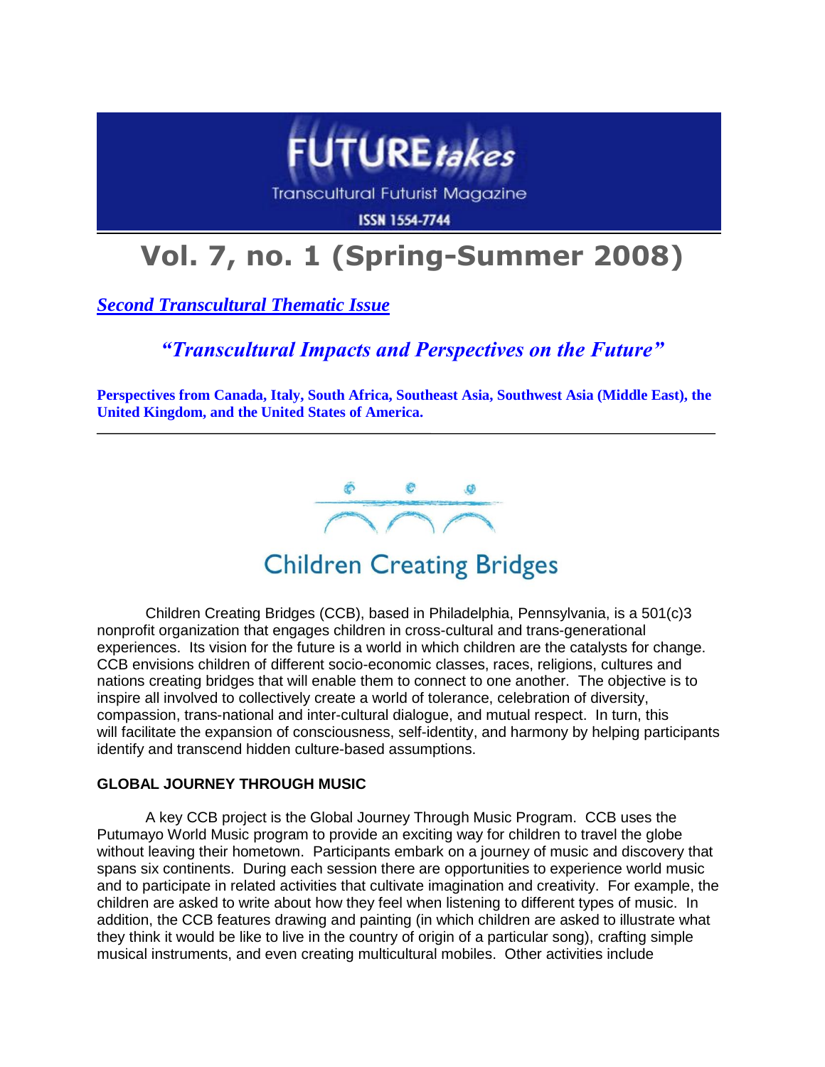FUTURE*takes*

Transcultural Futurist Magazine

ISSN 1554-7744

# Vol. 7, no. 1 (Spring-Summer 2008)

***Second Transcultural Thematic Issue***

## *"Transcultural Impacts and Perspectives on the Future"*

**Perspectives from Canada, Italy, South Africa, Southeast Asia, Southwest Asia (Middle East), the United Kingdom, and the United States of America.**

---

## Children Creating Bridges

Children Creating Bridges (CCB), based in Philadelphia, Pennsylvania, is a 501(c)3 nonprofit organization that engages children in cross-cultural and trans-generational experiences. Its vision for the future is a world in which children are the catalysts for change. CCB envisions children of different socio-economic classes, races, religions, cultures and nations creating bridges that will enable them to connect to one another. The objective is to inspire all involved to collectively create a world of tolerance, celebration of diversity, compassion, trans-national and inter-cultural dialogue, and mutual respect. In turn, this will facilitate the expansion of consciousness, self-identity, and harmony by helping participants identify and transcend hidden culture-based assumptions.

### GLOBAL JOURNEY THROUGH MUSIC

A key CCB project is the Global Journey Through Music Program. CCB uses the Putumayo World Music program to provide an exciting way for children to travel the globe without leaving their hometown. Participants embark on a journey of music and discovery that spans six continents. During each session there are opportunities to experience world music and to participate in related activities that cultivate imagination and creativity. For example, the children are asked to write about how they feel when listening to different types of music. In addition, the CCB features drawing and painting (in which children are asked to illustrate what they think it would be like to live in the country of origin of a particular song), crafting simple musical instruments, and even creating multicultural mobiles. Other activities include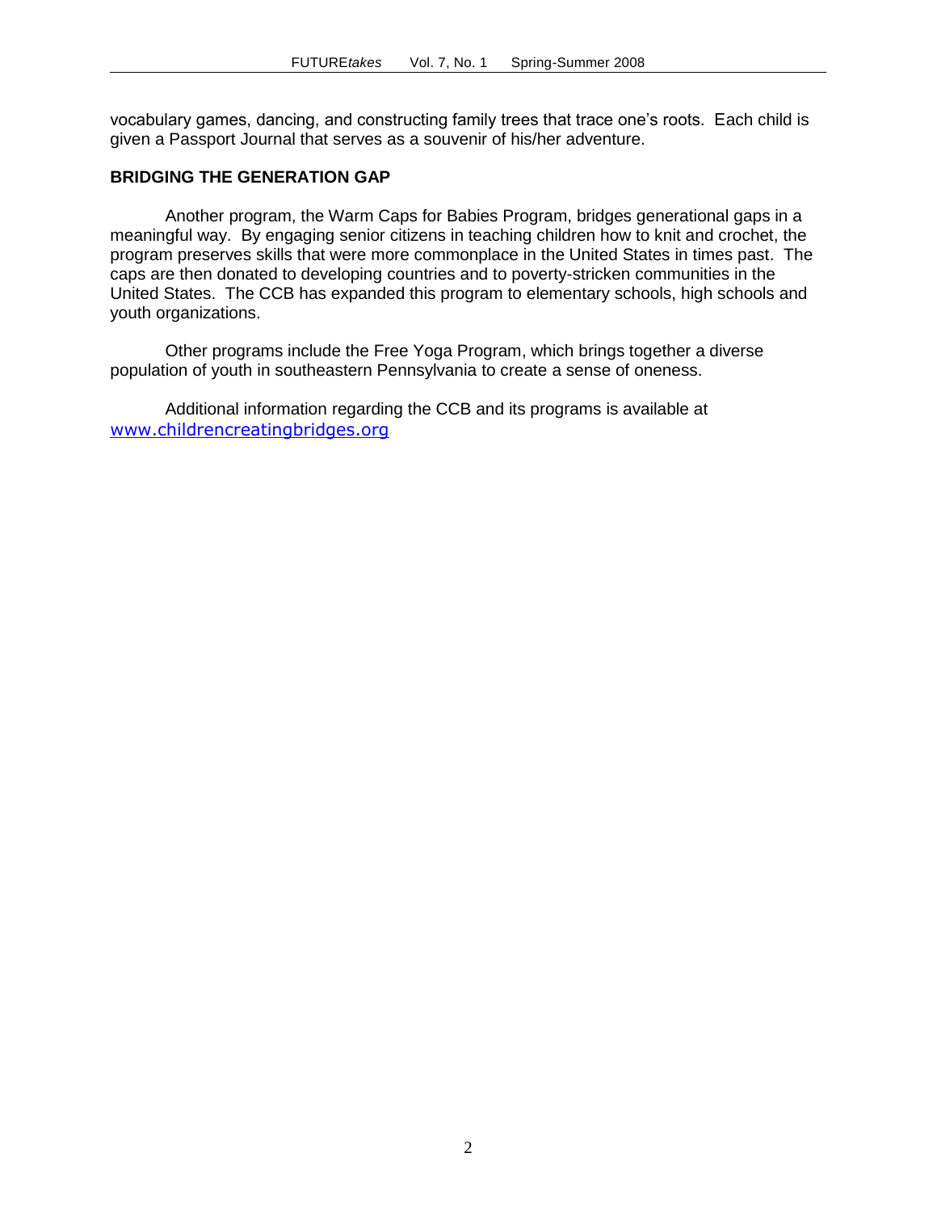vocabulary games, dancing, and constructing family trees that trace one's roots. Each child is given a Passport Journal that serves as a souvenir of his/her adventure.

## BRIDGING THE GENERATION GAP

Another program, the Warm Caps for Babies Program, bridges generational gaps in a meaningful way. By engaging senior citizens in teaching children how to knit and crochet, the program preserves skills that were more commonplace in the United States in times past. The caps are then donated to developing countries and to poverty-stricken communities in the United States. The CCB has expanded this program to elementary schools, high schools and youth organizations.

Other programs include the Free Yoga Program, which brings together a diverse population of youth in southeastern Pennsylvania to create a sense of oneness.

Additional information regarding the CCB and its programs is available at [www.childrencreatingbridges.org](http://www.childrencreatingbridges.org)